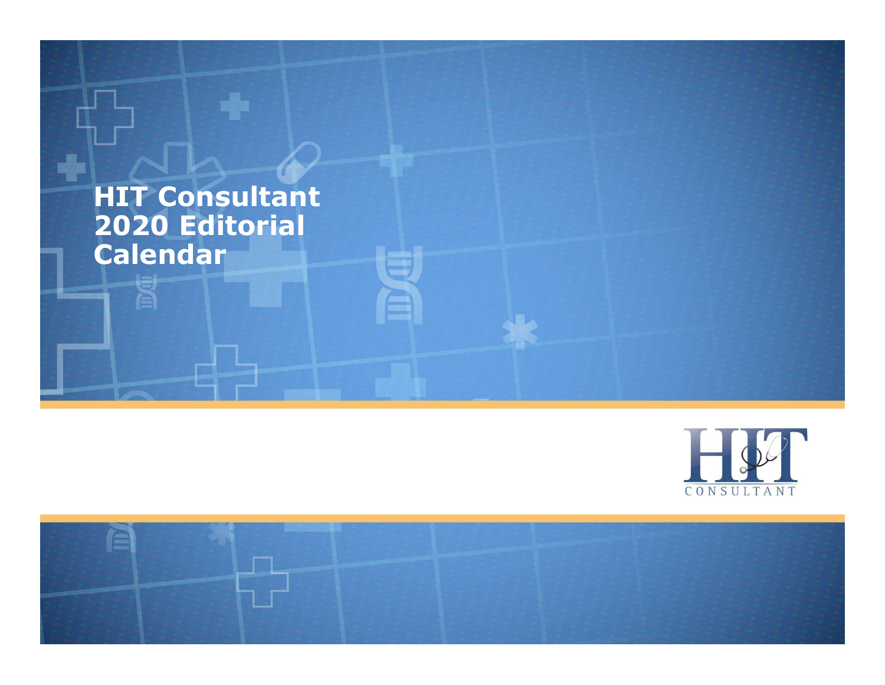# HIT Consultant 2020 Editorial Calendar

HIT CONSULTANT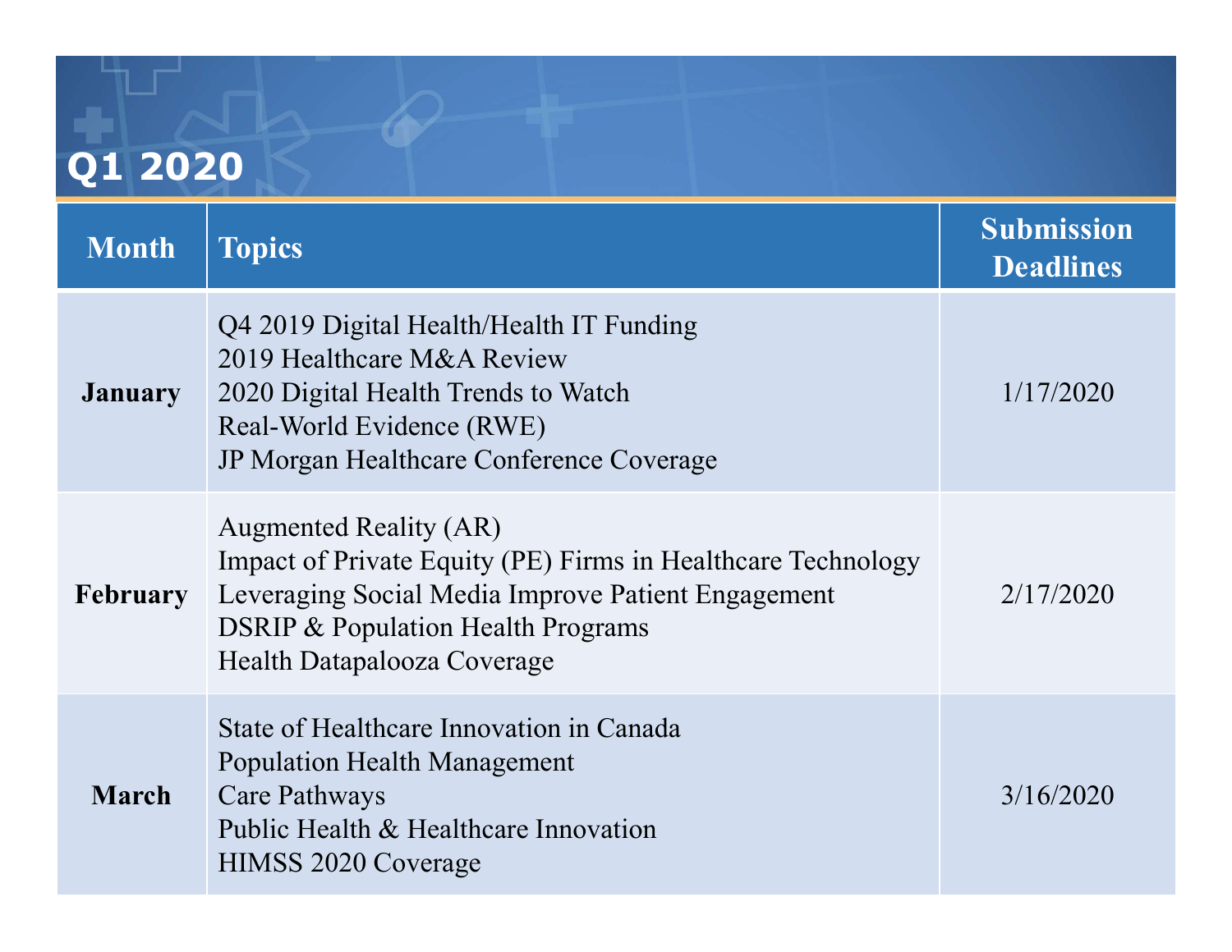# Q1 2020

| Month | Topics | Submission Deadlines |
| --- | --- | --- |
| **January** | Q4 2019 Digital Health/Health IT Funding<br>2019 Healthcare M&A Review<br>2020 Digital Health Trends to Watch<br>Real-World Evidence (RWE)<br>JP Morgan Healthcare Conference Coverage | 1/17/2020 |
| **February** | Augmented Reality (AR)<br>Impact of Private Equity (PE) Firms in Healthcare Technology<br>Leveraging Social Media Improve Patient Engagement<br>DSRIP & Population Health Programs<br>Health Datapalooza Coverage | 2/17/2020 |
| **March** | State of Healthcare Innovation in Canada<br>Population Health Management<br>Care Pathways<br>Public Health & Healthcare Innovation<br>HIMSS 2020 Coverage | 3/16/2020 |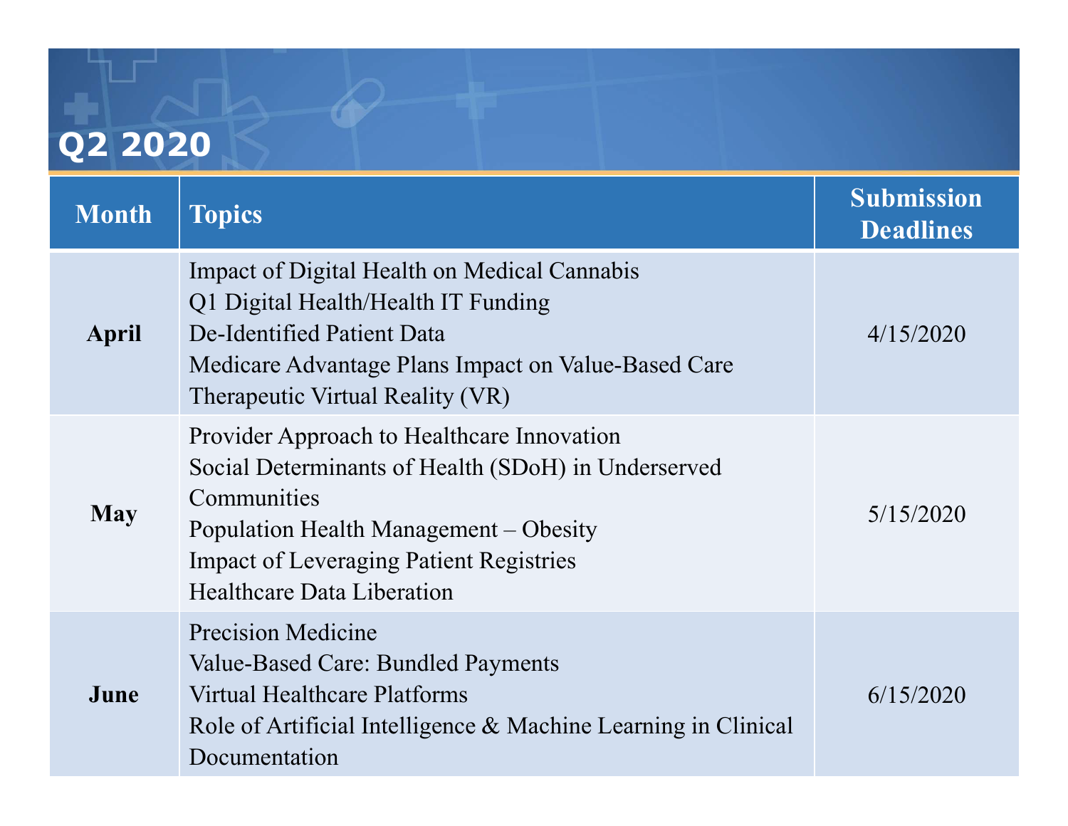# Q2 2020

| Month | Topics | Submission Deadlines |
|---|---|---|
| **April** | Impact of Digital Health on Medical Cannabis<br>Q1 Digital Health/Health IT Funding<br>De-Identified Patient Data<br>Medicare Advantage Plans Impact on Value-Based Care<br>Therapeutic Virtual Reality (VR) | 4/15/2020 |
| **May** | Provider Approach to Healthcare Innovation<br>Social Determinants of Health (SDoH) in Underserved Communities<br>Population Health Management – Obesity<br>Impact of Leveraging Patient Registries<br>Healthcare Data Liberation | 5/15/2020 |
| **June** | Precision Medicine<br>Value-Based Care: Bundled Payments<br>Virtual Healthcare Platforms<br>Role of Artificial Intelligence & Machine Learning in Clinical Documentation | 6/15/2020 |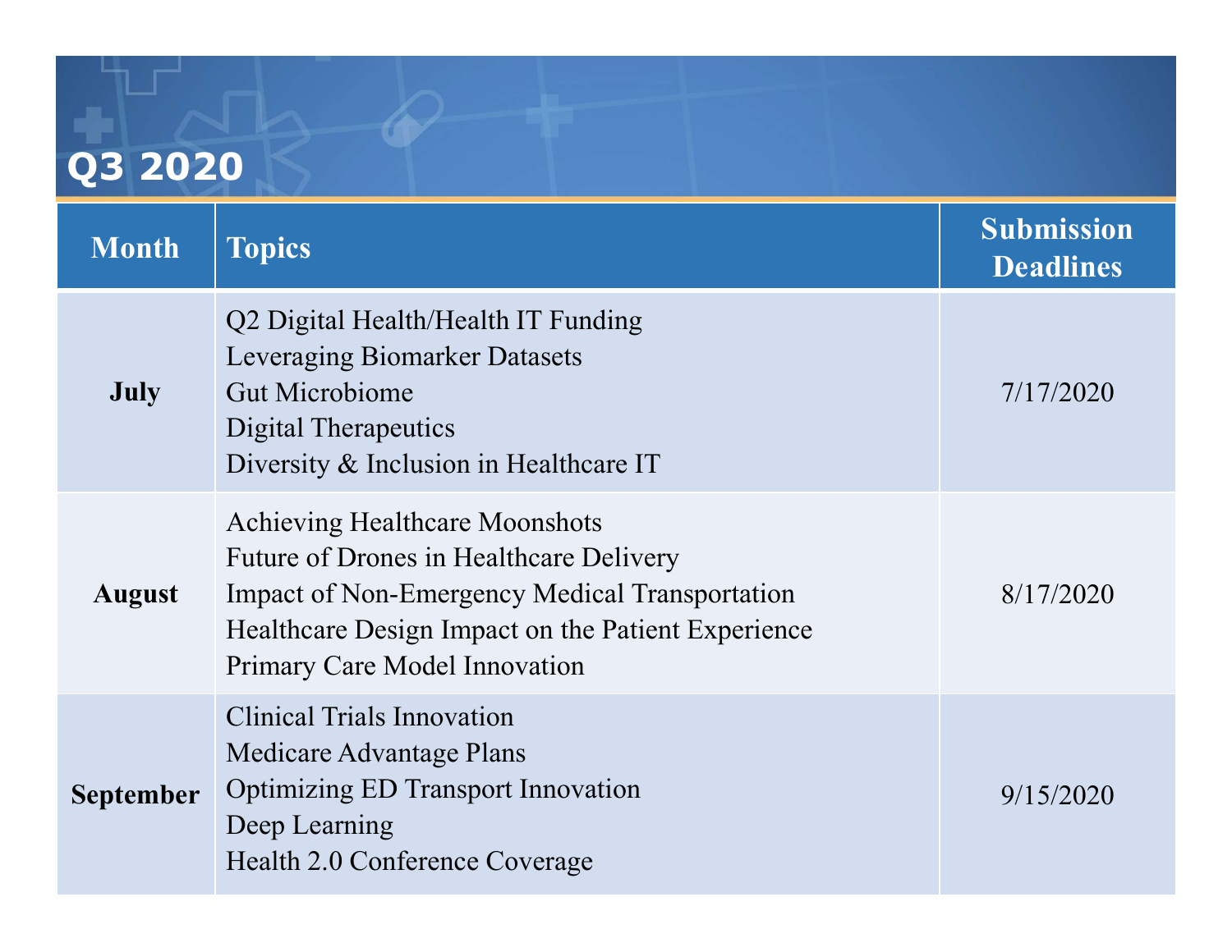# Q3 2020

| Month | Topics | Submission Deadlines |
| --- | --- | --- |
| **July** | Q2 Digital Health/Health IT Funding<br>Leveraging Biomarker Datasets<br>Gut Microbiome<br>Digital Therapeutics<br>Diversity & Inclusion in Healthcare IT | 7/17/2020 |
| **August** | Achieving Healthcare Moonshots<br>Future of Drones in Healthcare Delivery<br>Impact of Non-Emergency Medical Transportation<br>Healthcare Design Impact on the Patient Experience<br>Primary Care Model Innovation | 8/17/2020 |
| **September** | Clinical Trials Innovation<br>Medicare Advantage Plans<br>Optimizing ED Transport Innovation<br>Deep Learning<br>Health 2.0 Conference Coverage | 9/15/2020 |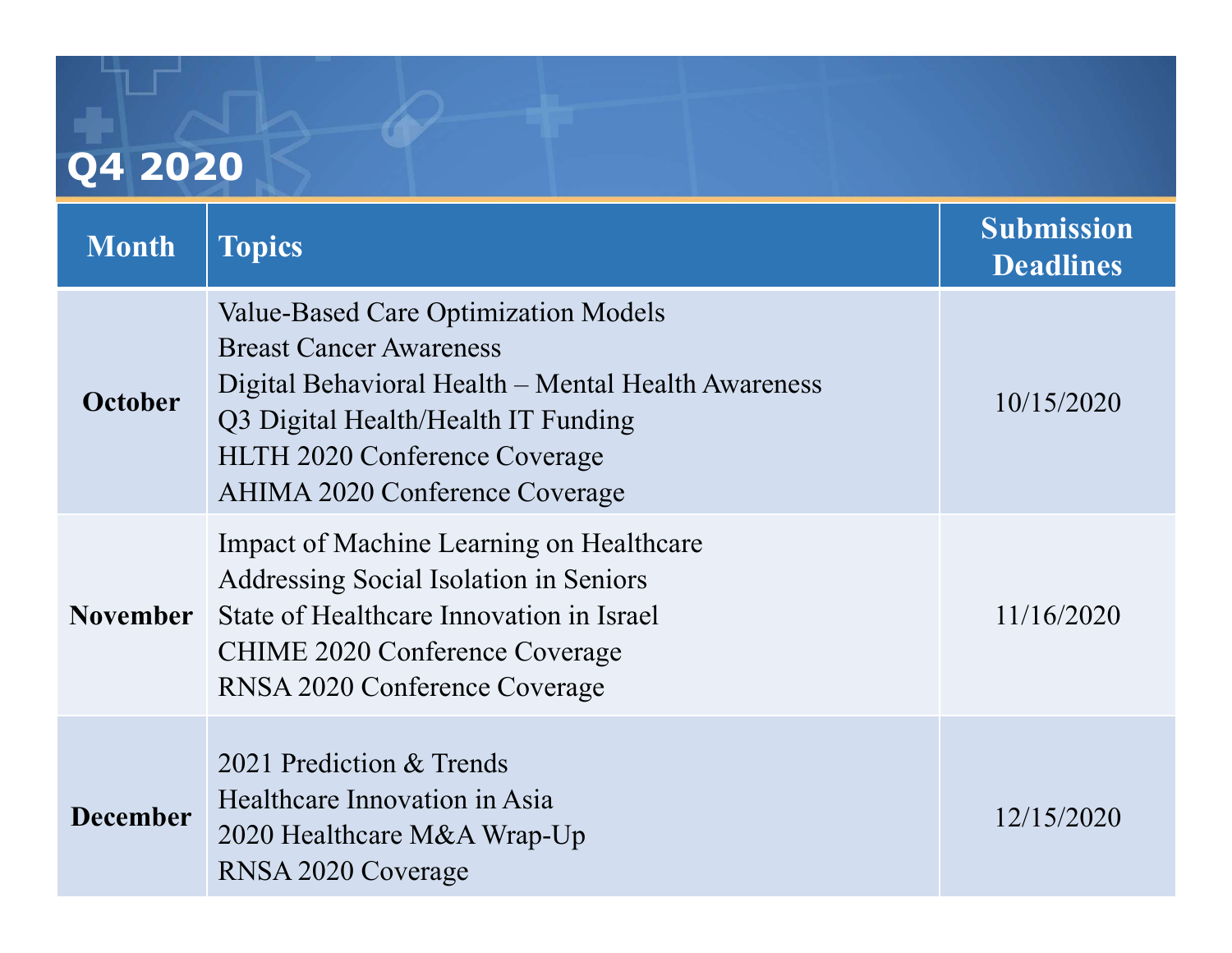# Q4 2020

| Month | Topics | Submission Deadlines |
|---|---|---|
| **October** | Value-Based Care Optimization Models<br>Breast Cancer Awareness<br>Digital Behavioral Health – Mental Health Awareness<br>Q3 Digital Health/Health IT Funding<br>HLTH 2020 Conference Coverage<br>AHIMA 2020 Conference Coverage | 10/15/2020 |
| **November** | Impact of Machine Learning on Healthcare<br>Addressing Social Isolation in Seniors<br>State of Healthcare Innovation in Israel<br>CHIME 2020 Conference Coverage<br>RNSA 2020 Conference Coverage | 11/16/2020 |
| **December** | 2021 Prediction & Trends<br>Healthcare Innovation in Asia<br>2020 Healthcare M&A Wrap-Up<br>RNSA 2020 Coverage | 12/15/2020 |